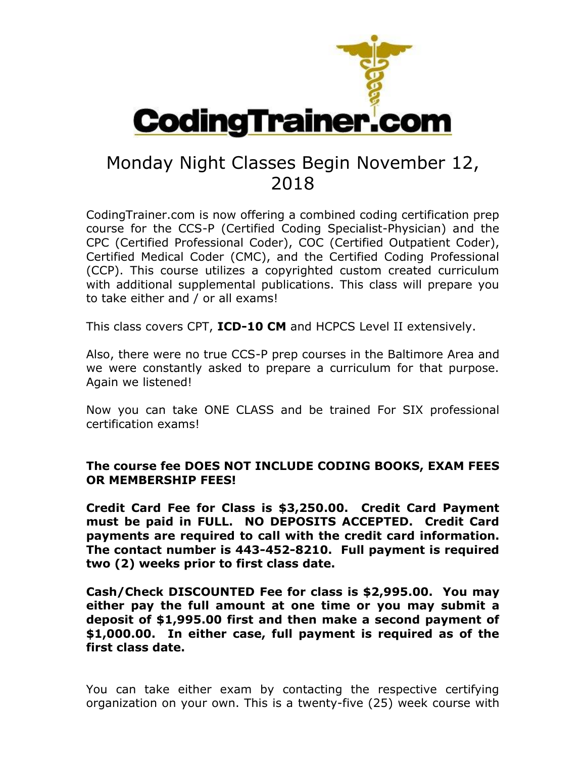# CodingTrainer.com

## Monday Night Classes Begin November 12, 2018

CodingTrainer.com is now offering a combined coding certification prep course for the CCS-P (Certified Coding Specialist-Physician) and the CPC (Certified Professional Coder), COC (Certified Outpatient Coder), Certified Medical Coder (CMC), and the Certified Coding Professional (CCP). This course utilizes a copyrighted custom created curriculum with additional supplemental publications. This class will prepare you to take either and / or all exams!

This class covers CPT, **ICD-10 CM** and HCPCS Level II extensively.

Also, there were no true CCS-P prep courses in the Baltimore Area and we were constantly asked to prepare a curriculum for that purpose. Again we listened!

Now you can take ONE CLASS and be trained For SIX professional certification exams!

**The course fee DOES NOT INCLUDE CODING BOOKS, EXAM FEES OR MEMBERSHIP FEES!**

**Credit Card Fee for Class is $3,250.00. Credit Card Payment must be paid in FULL. NO DEPOSITS ACCEPTED. Credit Card payments are required to call with the credit card information. The contact number is 443-452-8210. Full payment is required two (2) weeks prior to first class date.**

**Cash/Check DISCOUNTED Fee for class is $2,995.00. You may either pay the full amount at one time or you may submit a deposit of $1,995.00 first and then make a second payment of $1,000.00. In either case, full payment is required as of the first class date.**

You can take either exam by contacting the respective certifying organization on your own. This is a twenty-five (25) week course with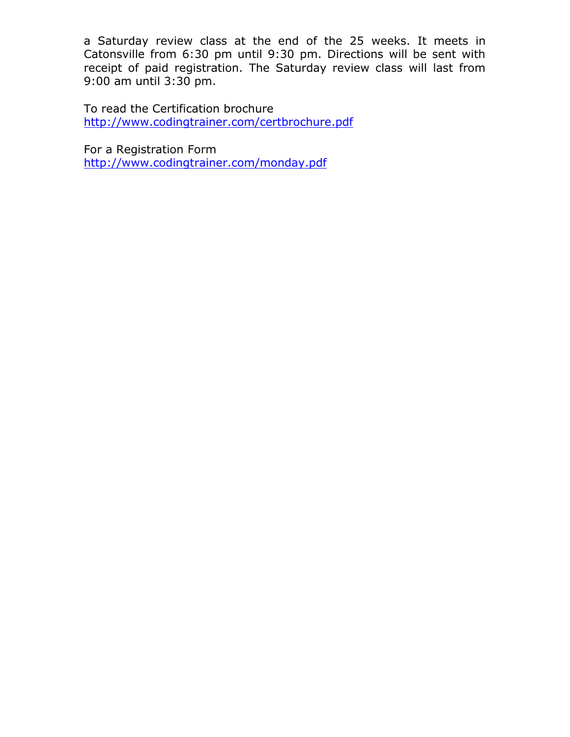a Saturday review class at the end of the 25 weeks. It meets in Catonsville from 6:30 pm until 9:30 pm. Directions will be sent with receipt of paid registration. The Saturday review class will last from 9:00 am until 3:30 pm.

To read the Certification brochure
http://www.codingtrainer.com/certbrochure.pdf

For a Registration Form
http://www.codingtrainer.com/monday.pdf